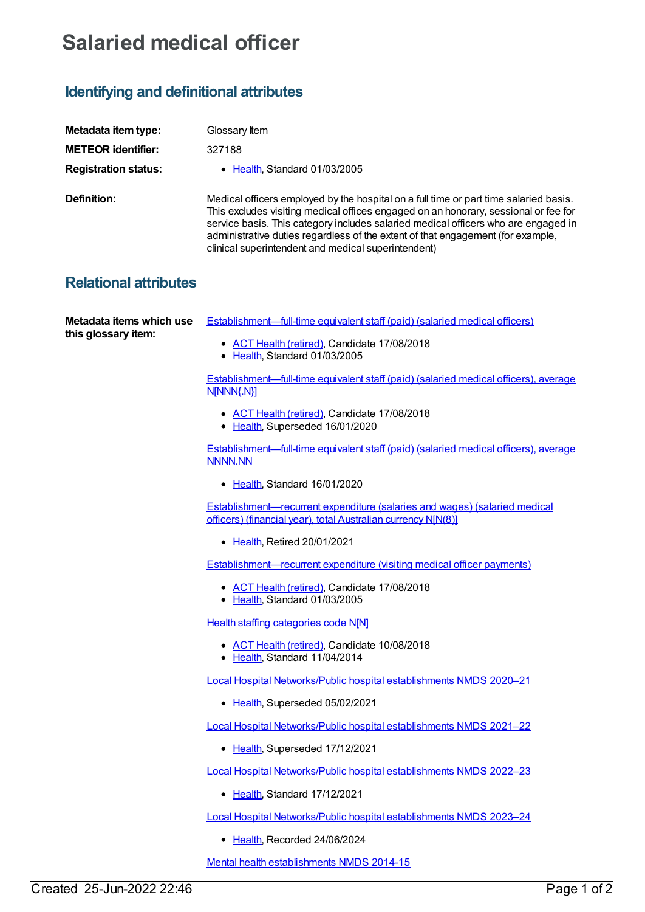# Salaried medical officer

## Identifying and definitional attributes

**Metadata item type:** Glossary Item

**METEOR identifier:** 327188

**Registration status:**

- Health, Standard 01/03/2005

**Definition:** Medical officers employed by the hospital on a full time or part time salaried basis. This excludes visiting medical offices engaged on an honorary, sessional or fee for service basis. This category includes salaried medical officers who are engaged in administrative duties regardless of the extent of that engagement (for example, clinical superintendent and medical superintendent)

## Relational attributes

**Metadata items which use this glossary item:**

Establishment—full-time equivalent staff (paid) (salaried medical officers)

- ACT Health (retired), Candidate 17/08/2018
- Health, Standard 01/03/2005

Establishment—full-time equivalent staff (paid) (salaried medical officers), average N[NNN{.N}]

- ACT Health (retired), Candidate 17/08/2018
- Health, Superseded 16/01/2020

Establishment—full-time equivalent staff (paid) (salaried medical officers), average NNNN.NN

- Health, Standard 16/01/2020

Establishment—recurrent expenditure (salaries and wages) (salaried medical officers) (financial year), total Australian currency N[N(8)]

- Health, Retired 20/01/2021

Establishment—recurrent expenditure (visiting medical officer payments)

- ACT Health (retired), Candidate 17/08/2018
- Health, Standard 01/03/2005

Health staffing categories code N[N]

- ACT Health (retired), Candidate 10/08/2018
- Health, Standard 11/04/2014

Local Hospital Networks/Public hospital establishments NMDS 2020–21

- Health, Superseded 05/02/2021

Local Hospital Networks/Public hospital establishments NMDS 2021–22

- Health, Superseded 17/12/2021

Local Hospital Networks/Public hospital establishments NMDS 2022–23

- Health, Standard 17/12/2021

Local Hospital Networks/Public hospital establishments NMDS 2023–24

- Health, Recorded 24/06/2024

Mental health establishments NMDS 2014-15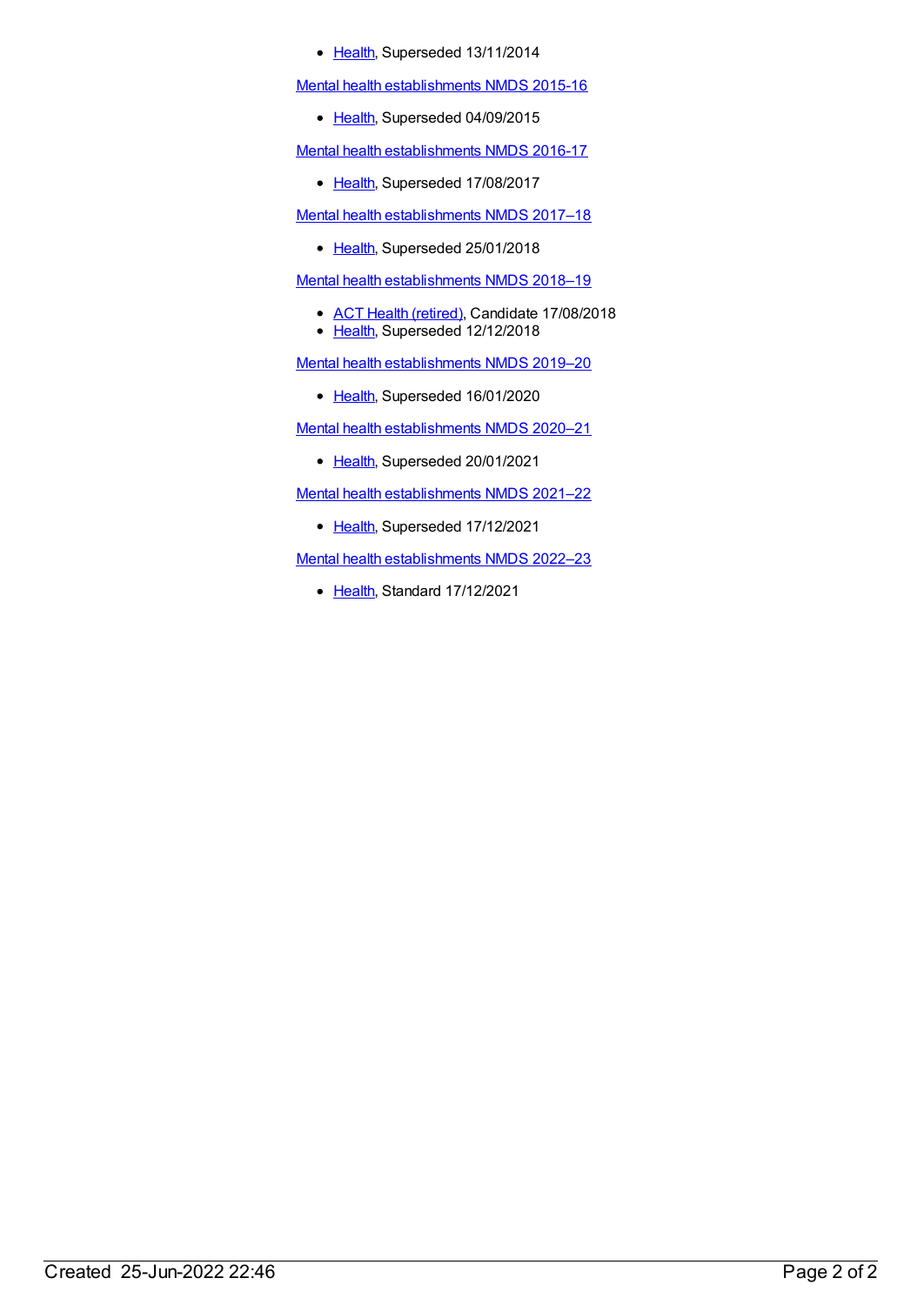- Health, Superseded 13/11/2014

Mental health establishments NMDS 2015-16

- Health, Superseded 04/09/2015

Mental health establishments NMDS 2016-17

- Health, Superseded 17/08/2017

Mental health establishments NMDS 2017–18

- Health, Superseded 25/01/2018

Mental health establishments NMDS 2018–19

- ACT Health (retired), Candidate 17/08/2018
- Health, Superseded 12/12/2018

Mental health establishments NMDS 2019–20

- Health, Superseded 16/01/2020

Mental health establishments NMDS 2020–21

- Health, Superseded 20/01/2021

Mental health establishments NMDS 2021–22

- Health, Superseded 17/12/2021

Mental health establishments NMDS 2022–23

- Health, Standard 17/12/2021